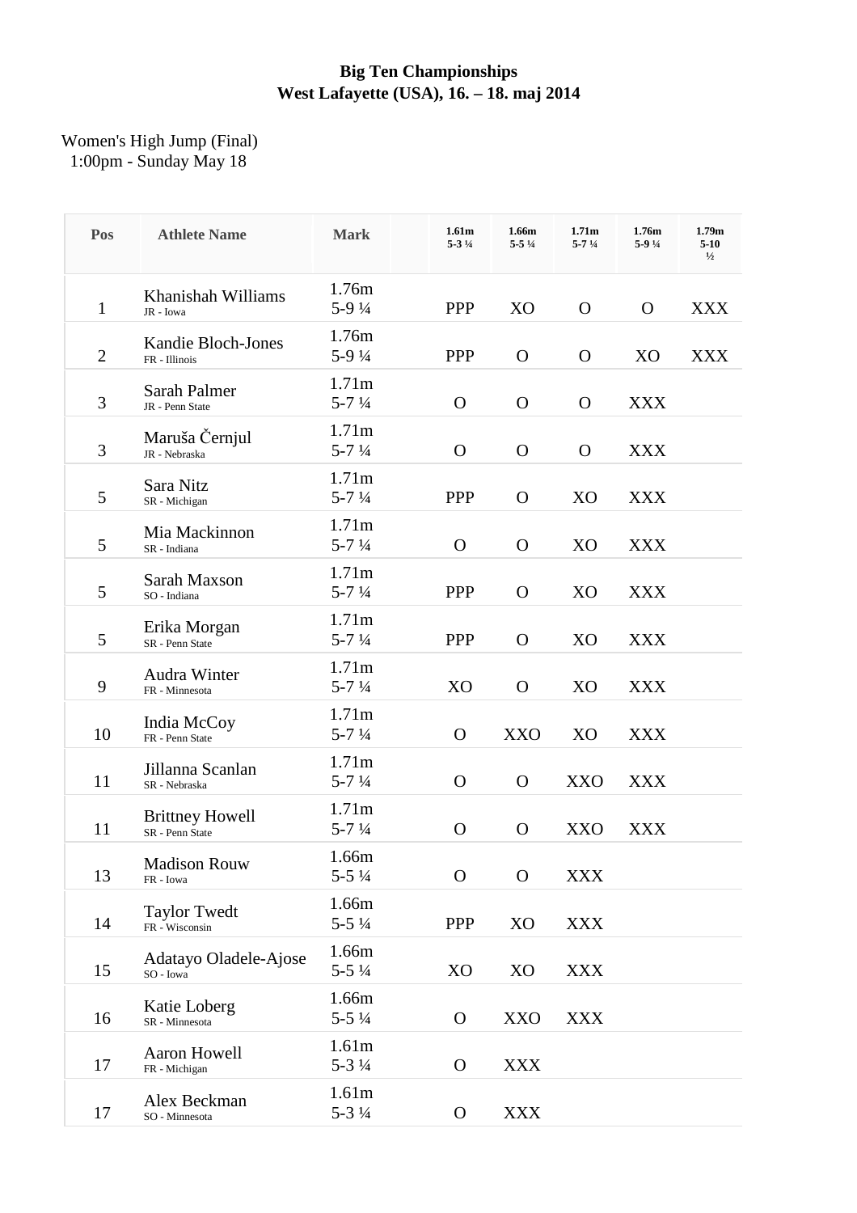**Big Ten Championships**
**West Lafayette (USA), 16. – 18. maj 2014**

Women's High Jump (Final)
1:00pm - Sunday May 18

| Pos | Athlete Name | Mark | | 1.61m 5-3 ¼ | 1.66m 5-5 ¼ | 1.71m 5-7 ¼ | 1.76m 5-9 ¼ | 1.79m 5-10 ½ |
|---|---|---|---|---|---|---|---|---|
| 1 | Khanishah Williams JR - Iowa | 1.76m 5-9 ¼ | | PPP | XO | O | O | XXX |
| 2 | Kandie Bloch-Jones FR - Illinois | 1.76m 5-9 ¼ | | PPP | O | O | XO | XXX |
| 3 | Sarah Palmer JR - Penn State | 1.71m 5-7 ¼ | | O | O | O | XXX | |
| 3 | Maruša Černjul JR - Nebraska | 1.71m 5-7 ¼ | | O | O | O | XXX | |
| 5 | Sara Nitz SR - Michigan | 1.71m 5-7 ¼ | | PPP | O | XO | XXX | |
| 5 | Mia Mackinnon SR - Indiana | 1.71m 5-7 ¼ | | O | O | XO | XXX | |
| 5 | Sarah Maxson SO - Indiana | 1.71m 5-7 ¼ | | PPP | O | XO | XXX | |
| 5 | Erika Morgan SR - Penn State | 1.71m 5-7 ¼ | | PPP | O | XO | XXX | |
| 9 | Audra Winter FR - Minnesota | 1.71m 5-7 ¼ | | XO | O | XO | XXX | |
| 10 | India McCoy FR - Penn State | 1.71m 5-7 ¼ | | O | XXO | XO | XXX | |
| 11 | Jillanna Scanlan SR - Nebraska | 1.71m 5-7 ¼ | | O | O | XXO | XXX | |
| 11 | Brittney Howell SR - Penn State | 1.71m 5-7 ¼ | | O | O | XXO | XXX | |
| 13 | Madison Rouw FR - Iowa | 1.66m 5-5 ¼ | | O | O | XXX | | |
| 14 | Taylor Twedt FR - Wisconsin | 1.66m 5-5 ¼ | | PPP | XO | XXX | | |
| 15 | Adatayo Oladele-Ajose SO - Iowa | 1.66m 5-5 ¼ | | XO | XO | XXX | | |
| 16 | Katie Loberg SR - Minnesota | 1.66m 5-5 ¼ | | O | XXO | XXX | | |
| 17 | Aaron Howell FR - Michigan | 1.61m 5-3 ¼ | | O | XXX | | | |
| 17 | Alex Beckman SO - Minnesota | 1.61m 5-3 ¼ | | O | XXX | | | |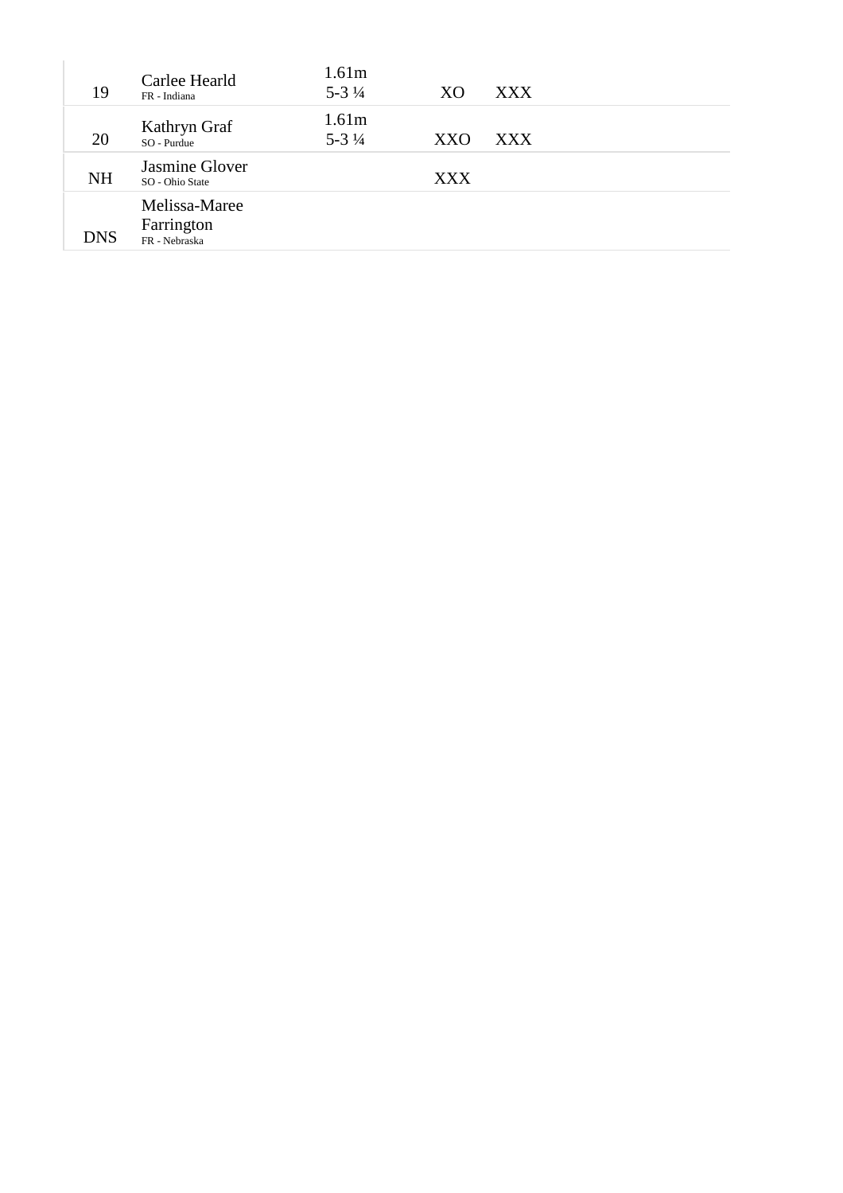| | | | | |
|---|---|---|---|---|
| 19 | Carlee Hearld<br>FR - Indiana | 1.61m<br>5-3 ¼ | XO | XXX |
| 20 | Kathryn Graf<br>SO - Purdue | 1.61m<br>5-3 ¼ | XXO | XXX |
| NH | Jasmine Glover<br>SO - Ohio State | | XXX | |
| DNS | Melissa-Maree Farrington<br>FR - Nebraska | | | |